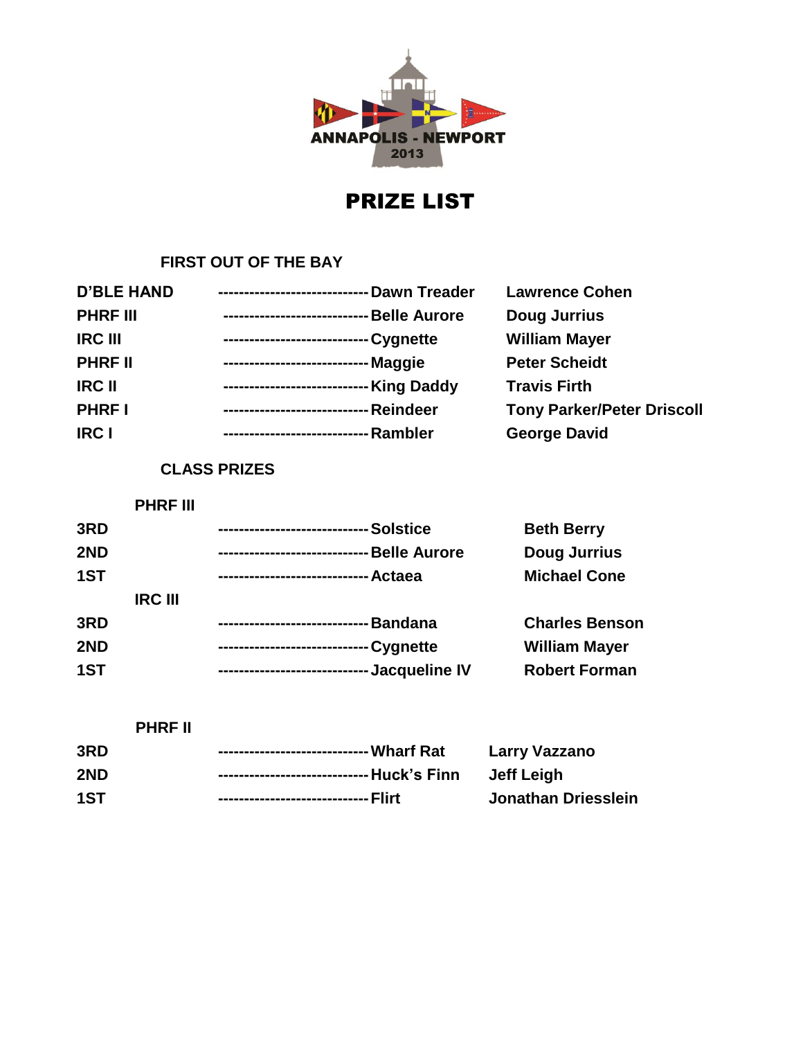ANNAPOLIS - NEWPORT
2013

# PRIZE LIST

## FIRST OUT OF THE BAY

| | | |
|---|---|---|
| D'BLE HAND | Dawn Treader | Lawrence Cohen |
| PHRF III | Belle Aurore | Doug Jurrius |
| IRC III | Cygnette | William Mayer |
| PHRF II | Maggie | Peter Scheidt |
| IRC II | King Daddy | Travis Firth |
| PHRF I | Reindeer | Tony Parker/Peter Driscoll |
| IRC I | Rambler | George David |

## CLASS PRIZES

### PHRF III

| | | |
|---|---|---|
| 3RD | Solstice | Beth Berry |
| 2ND | Belle Aurore | Doug Jurrius |
| 1ST | Actaea | Michael Cone |

### IRC III

| | | |
|---|---|---|
| 3RD | Bandana | Charles Benson |
| 2ND | Cygnette | William Mayer |
| 1ST | Jacqueline IV | Robert Forman |

### PHRF II

| | | |
|---|---|---|
| 3RD | Wharf Rat | Larry Vazzano |
| 2ND | Huck's Finn | Jeff Leigh |
| 1ST | Flirt | Jonathan Driesslein |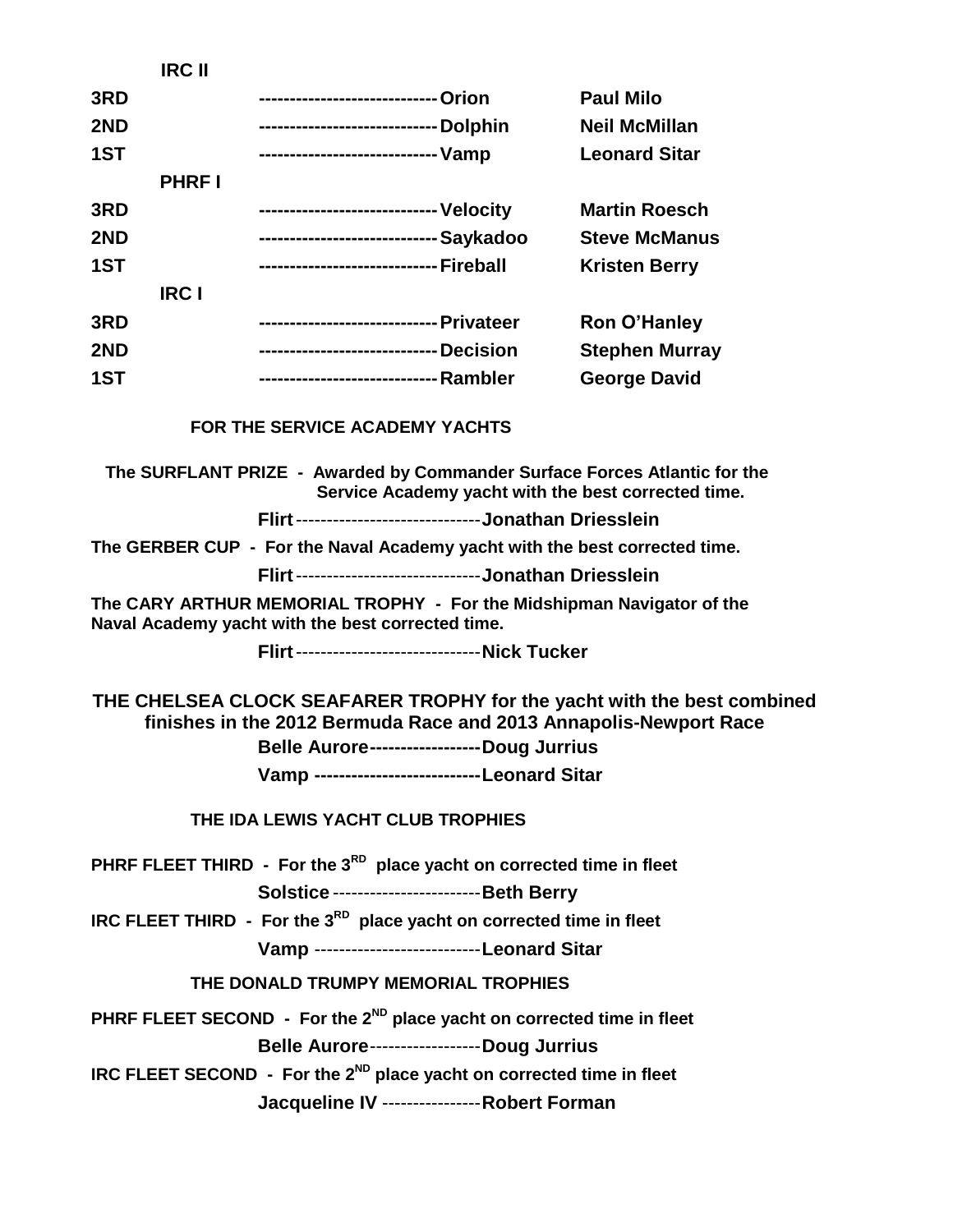**IRC II**

| | | | |
|---|---|---|---|
| 3RD | ---------------------------- | Orion | Paul Milo |
| 2ND | ---------------------------- | Dolphin | Neil McMillan |
| 1ST | ---------------------------- | Vamp | Leonard Sitar |

**PHRF I**

| | | | |
|---|---|---|---|
| 3RD | ---------------------------- | Velocity | Martin Roesch |
| 2ND | ---------------------------- | Saykadoo | Steve McManus |
| 1ST | ---------------------------- | Fireball | Kristen Berry |

**IRC I**

| | | | |
|---|---|---|---|
| 3RD | ---------------------------- | Privateer | Ron O'Hanley |
| 2ND | ---------------------------- | Decision | Stephen Murray |
| 1ST | ---------------------------- | Rambler | George David |

### FOR THE SERVICE ACADEMY YACHTS

**The SURFLANT PRIZE - Awarded by Commander Surface Forces Atlantic for the Service Academy yacht with the best corrected time.**

**Flirt**------------------------------**Jonathan Driesslein**

**The GERBER CUP - For the Naval Academy yacht with the best corrected time.**

**Flirt**------------------------------**Jonathan Driesslein**

**The CARY ARTHUR MEMORIAL TROPHY - For the Midshipman Navigator of the Naval Academy yacht with the best corrected time.**

**Flirt**------------------------------**Nick Tucker**

### THE CHELSEA CLOCK SEAFARER TROPHY for the yacht with the best combined finishes in the 2012 Bermuda Race and 2013 Annapolis-Newport Race

**Belle Aurore------------------Doug Jurrius**

**Vamp --------------------------Leonard Sitar**

### THE IDA LEWIS YACHT CLUB TROPHIES

**PHRF FLEET THIRD - For the 3RD place yacht on corrected time in fleet**

**Solstice**------------------------**Beth Berry**

**IRC FLEET THIRD - For the 3RD place yacht on corrected time in fleet**

**Vamp** ---------------------------**Leonard Sitar**

### THE DONALD TRUMPY MEMORIAL TROPHIES

**PHRF FLEET SECOND - For the 2ND place yacht on corrected time in fleet**

**Belle Aurore**------------------**Doug Jurrius**

**IRC FLEET SECOND - For the 2ND place yacht on corrected time in fleet**

**Jacqueline IV** ----------------**Robert Forman**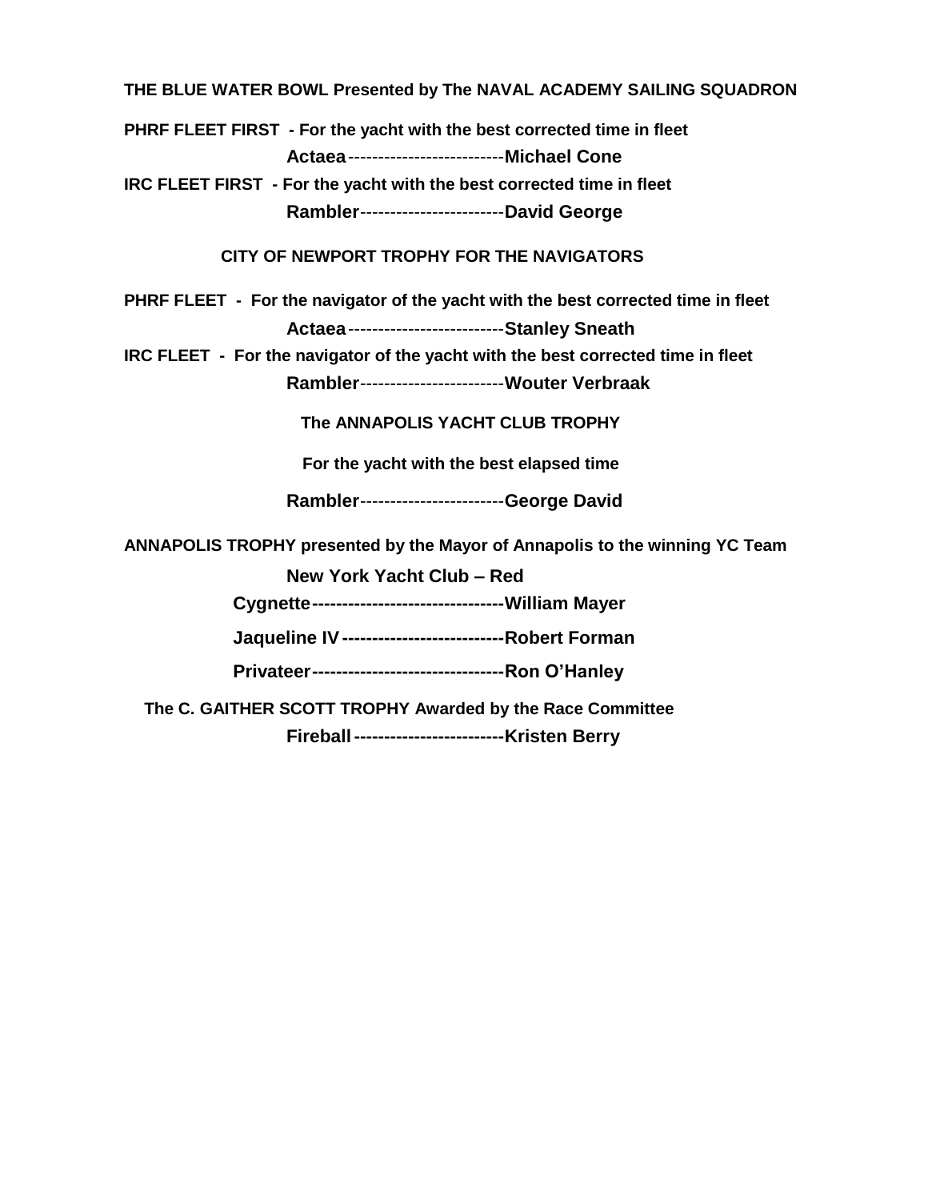**THE BLUE WATER BOWL Presented by The NAVAL ACADEMY SAILING SQUADRON**

**PHRF FLEET FIRST - For the yacht with the best corrected time in fleet**

**Actaea**--------------------------**Michael Cone**

**IRC FLEET FIRST - For the yacht with the best corrected time in fleet**

**Rambler**------------------------**David George**

**CITY OF NEWPORT TROPHY FOR THE NAVIGATORS**

**PHRF FLEET - For the navigator of the yacht with the best corrected time in fleet**

**Actaea**--------------------------**Stanley Sneath**

**IRC FLEET - For the navigator of the yacht with the best corrected time in fleet**

**Rambler**------------------------**Wouter Verbraak**

**The ANNAPOLIS YACHT CLUB TROPHY**

**For the yacht with the best elapsed time**

**Rambler**------------------------**George David**

**ANNAPOLIS TROPHY presented by the Mayor of Annapolis to the winning YC Team**

**New York Yacht Club – Red**

**Cygnette-------------------------------William Mayer**

**Jaqueline IV--------------------------Robert Forman**

**Privateer-------------------------------Ron O'Hanley**

**The C. GAITHER SCOTT TROPHY Awarded by the Race Committee**

**Fireball------------------------Kristen Berry**